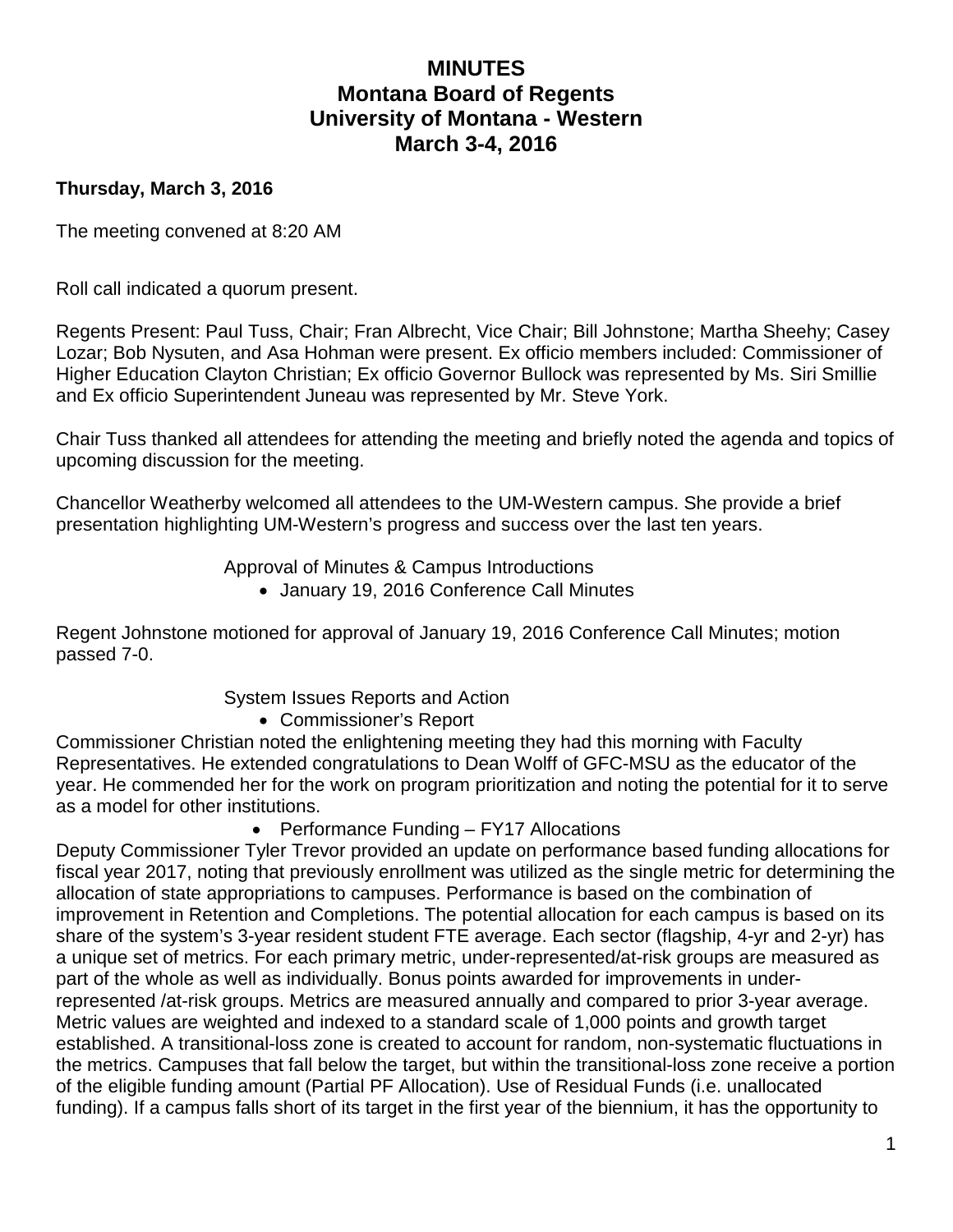# MINUTES
# Montana Board of Regents
# University of Montana - Western
# March 3-4, 2016

**Thursday, March 3, 2016**

The meeting convened at 8:20 AM

Roll call indicated a quorum present.

Regents Present: Paul Tuss, Chair; Fran Albrecht, Vice Chair; Bill Johnstone; Martha Sheehy; Casey Lozar; Bob Nysuten, and Asa Hohman were present. Ex officio members included: Commissioner of Higher Education Clayton Christian; Ex officio Governor Bullock was represented by Ms. Siri Smillie and Ex officio Superintendent Juneau was represented by Mr. Steve York.

Chair Tuss thanked all attendees for attending the meeting and briefly noted the agenda and topics of upcoming discussion for the meeting.

Chancellor Weatherby welcomed all attendees to the UM-Western campus. She provide a brief presentation highlighting UM-Western's progress and success over the last ten years.

Approval of Minutes & Campus Introductions

- January 19, 2016 Conference Call Minutes

Regent Johnstone motioned for approval of January 19, 2016 Conference Call Minutes; motion passed 7-0.

System Issues Reports and Action

- Commissioner's Report

Commissioner Christian noted the enlightening meeting they had this morning with Faculty Representatives. He extended congratulations to Dean Wolff of GFC-MSU as the educator of the year. He commended her for the work on program prioritization and noting the potential for it to serve as a model for other institutions.

- Performance Funding – FY17 Allocations

Deputy Commissioner Tyler Trevor provided an update on performance based funding allocations for fiscal year 2017, noting that previously enrollment was utilized as the single metric for determining the allocation of state appropriations to campuses. Performance is based on the combination of improvement in Retention and Completions. The potential allocation for each campus is based on its share of the system's 3-year resident student FTE average. Each sector (flagship, 4-yr and 2-yr) has a unique set of metrics. For each primary metric, under-represented/at-risk groups are measured as part of the whole as well as individually. Bonus points awarded for improvements in under-represented /at-risk groups. Metrics are measured annually and compared to prior 3-year average. Metric values are weighted and indexed to a standard scale of 1,000 points and growth target established. A transitional-loss zone is created to account for random, non-systematic fluctuations in the metrics. Campuses that fall below the target, but within the transitional-loss zone receive a portion of the eligible funding amount (Partial PF Allocation). Use of Residual Funds (i.e. unallocated funding). If a campus falls short of its target in the first year of the biennium, it has the opportunity to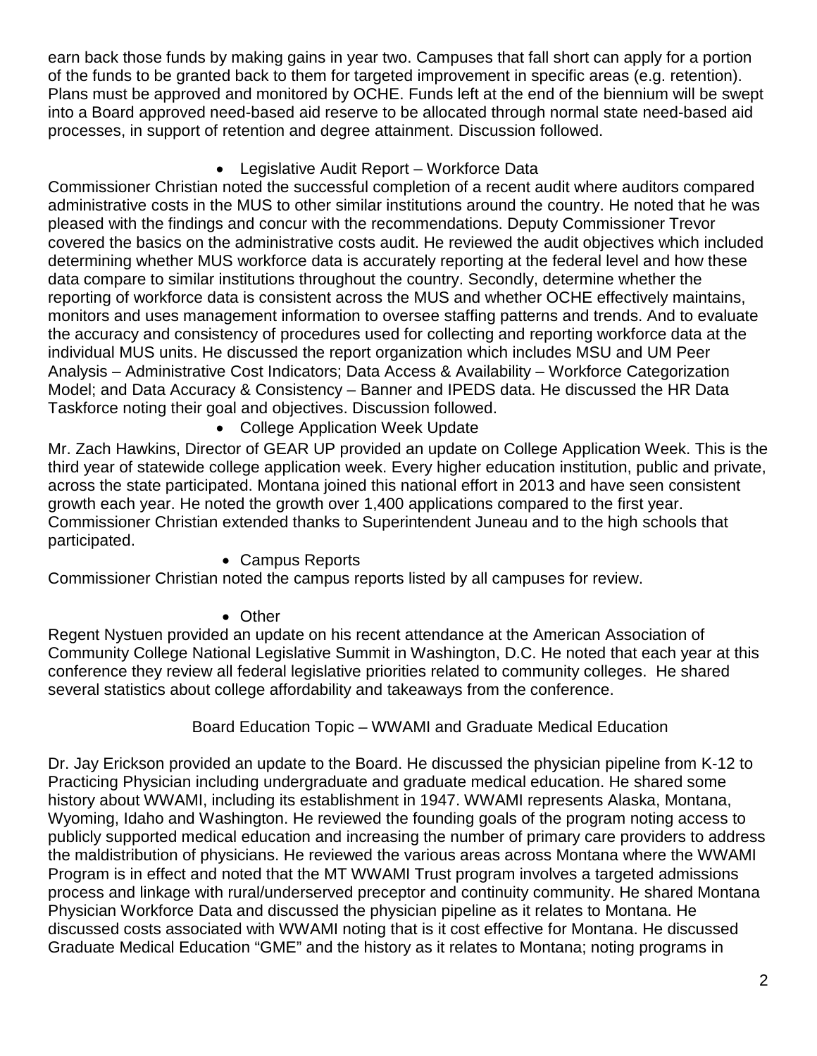earn back those funds by making gains in year two. Campuses that fall short can apply for a portion of the funds to be granted back to them for targeted improvement in specific areas (e.g. retention). Plans must be approved and monitored by OCHE. Funds left at the end of the biennium will be swept into a Board approved need-based aid reserve to be allocated through normal state need-based aid processes, in support of retention and degree attainment. Discussion followed.

- Legislative Audit Report – Workforce Data

Commissioner Christian noted the successful completion of a recent audit where auditors compared administrative costs in the MUS to other similar institutions around the country. He noted that he was pleased with the findings and concur with the recommendations. Deputy Commissioner Trevor covered the basics on the administrative costs audit. He reviewed the audit objectives which included determining whether MUS workforce data is accurately reporting at the federal level and how these data compare to similar institutions throughout the country. Secondly, determine whether the reporting of workforce data is consistent across the MUS and whether OCHE effectively maintains, monitors and uses management information to oversee staffing patterns and trends. And to evaluate the accuracy and consistency of procedures used for collecting and reporting workforce data at the individual MUS units. He discussed the report organization which includes MSU and UM Peer Analysis – Administrative Cost Indicators; Data Access & Availability – Workforce Categorization Model; and Data Accuracy & Consistency – Banner and IPEDS data. He discussed the HR Data Taskforce noting their goal and objectives. Discussion followed.

- College Application Week Update

Mr. Zach Hawkins, Director of GEAR UP provided an update on College Application Week. This is the third year of statewide college application week. Every higher education institution, public and private, across the state participated. Montana joined this national effort in 2013 and have seen consistent growth each year. He noted the growth over 1,400 applications compared to the first year. Commissioner Christian extended thanks to Superintendent Juneau and to the high schools that participated.

- Campus Reports

Commissioner Christian noted the campus reports listed by all campuses for review.

- Other

Regent Nystuen provided an update on his recent attendance at the American Association of Community College National Legislative Summit in Washington, D.C. He noted that each year at this conference they review all federal legislative priorities related to community colleges. He shared several statistics about college affordability and takeaways from the conference.

Board Education Topic – WWAMI and Graduate Medical Education

Dr. Jay Erickson provided an update to the Board. He discussed the physician pipeline from K-12 to Practicing Physician including undergraduate and graduate medical education. He shared some history about WWAMI, including its establishment in 1947. WWAMI represents Alaska, Montana, Wyoming, Idaho and Washington. He reviewed the founding goals of the program noting access to publicly supported medical education and increasing the number of primary care providers to address the maldistribution of physicians. He reviewed the various areas across Montana where the WWAMI Program is in effect and noted that the MT WWAMI Trust program involves a targeted admissions process and linkage with rural/underserved preceptor and continuity community. He shared Montana Physician Workforce Data and discussed the physician pipeline as it relates to Montana. He discussed costs associated with WWAMI noting that is it cost effective for Montana. He discussed Graduate Medical Education "GME" and the history as it relates to Montana; noting programs in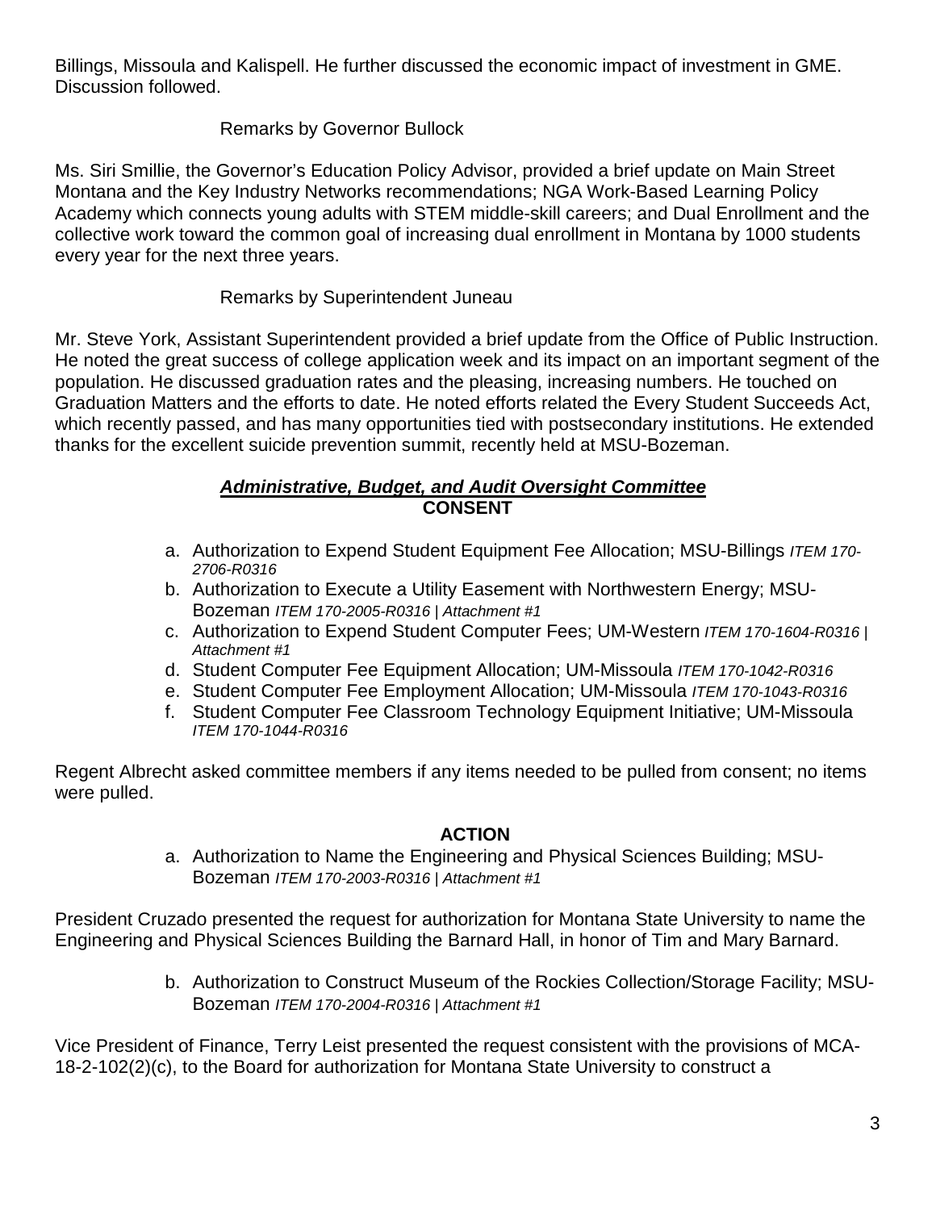Billings, Missoula and Kalispell. He further discussed the economic impact of investment in GME. Discussion followed.

Remarks by Governor Bullock

Ms. Siri Smillie, the Governor's Education Policy Advisor, provided a brief update on Main Street Montana and the Key Industry Networks recommendations; NGA Work-Based Learning Policy Academy which connects young adults with STEM middle-skill careers; and Dual Enrollment and the collective work toward the common goal of increasing dual enrollment in Montana by 1000 students every year for the next three years.

Remarks by Superintendent Juneau

Mr. Steve York, Assistant Superintendent provided a brief update from the Office of Public Instruction. He noted the great success of college application week and its impact on an important segment of the population. He discussed graduation rates and the pleasing, increasing numbers. He touched on Graduation Matters and the efforts to date. He noted efforts related the Every Student Succeeds Act, which recently passed, and has many opportunities tied with postsecondary institutions. He extended thanks for the excellent suicide prevention summit, recently held at MSU-Bozeman.

## ***Administrative, Budget, and Audit Oversight Committee***

**CONSENT**

a. Authorization to Expend Student Equipment Fee Allocation; MSU-Billings *ITEM 170-2706-R0316*
b. Authorization to Execute a Utility Easement with Northwestern Energy; MSU-Bozeman *ITEM 170-2005-R0316 | Attachment #1*
c. Authorization to Expend Student Computer Fees; UM-Western *ITEM 170-1604-R0316 | Attachment #1*
d. Student Computer Fee Equipment Allocation; UM-Missoula *ITEM 170-1042-R0316*
e. Student Computer Fee Employment Allocation; UM-Missoula *ITEM 170-1043-R0316*
f. Student Computer Fee Classroom Technology Equipment Initiative; UM-Missoula *ITEM 170-1044-R0316*

Regent Albrecht asked committee members if any items needed to be pulled from consent; no items were pulled.

**ACTION**

a. Authorization to Name the Engineering and Physical Sciences Building; MSU-Bozeman *ITEM 170-2003-R0316 | Attachment #1*

President Cruzado presented the request for authorization for Montana State University to name the Engineering and Physical Sciences Building the Barnard Hall, in honor of Tim and Mary Barnard.

b. Authorization to Construct Museum of the Rockies Collection/Storage Facility; MSU-Bozeman *ITEM 170-2004-R0316 | Attachment #1*

Vice President of Finance, Terry Leist presented the request consistent with the provisions of MCA-18-2-102(2)(c), to the Board for authorization for Montana State University to construct a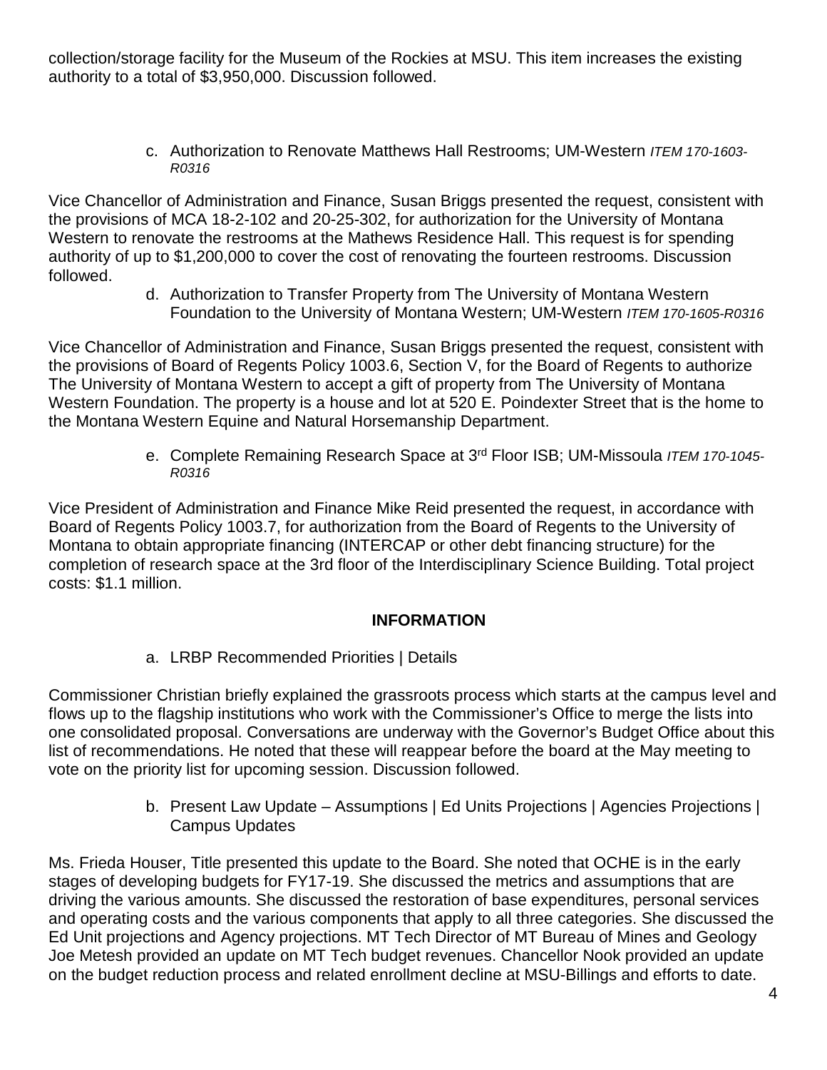collection/storage facility for the Museum of the Rockies at MSU. This item increases the existing authority to a total of $3,950,000. Discussion followed.

c. Authorization to Renovate Matthews Hall Restrooms; UM-Western *ITEM 170-1603-R0316*

Vice Chancellor of Administration and Finance, Susan Briggs presented the request, consistent with the provisions of MCA 18-2-102 and 20-25-302, for authorization for the University of Montana Western to renovate the restrooms at the Mathews Residence Hall. This request is for spending authority of up to $1,200,000 to cover the cost of renovating the fourteen restrooms. Discussion followed.

d. Authorization to Transfer Property from The University of Montana Western Foundation to the University of Montana Western; UM-Western *ITEM 170-1605-R0316*

Vice Chancellor of Administration and Finance, Susan Briggs presented the request, consistent with the provisions of Board of Regents Policy 1003.6, Section V, for the Board of Regents to authorize The University of Montana Western to accept a gift of property from The University of Montana Western Foundation. The property is a house and lot at 520 E. Poindexter Street that is the home to the Montana Western Equine and Natural Horsemanship Department.

e. Complete Remaining Research Space at 3rd Floor ISB; UM-Missoula *ITEM 170-1045-R0316*

Vice President of Administration and Finance Mike Reid presented the request, in accordance with Board of Regents Policy 1003.7, for authorization from the Board of Regents to the University of Montana to obtain appropriate financing (INTERCAP or other debt financing structure) for the completion of research space at the 3rd floor of the Interdisciplinary Science Building. Total project costs: $1.1 million.

## INFORMATION

a. LRBP Recommended Priorities | Details

Commissioner Christian briefly explained the grassroots process which starts at the campus level and flows up to the flagship institutions who work with the Commissioner's Office to merge the lists into one consolidated proposal. Conversations are underway with the Governor's Budget Office about this list of recommendations. He noted that these will reappear before the board at the May meeting to vote on the priority list for upcoming session. Discussion followed.

b. Present Law Update – Assumptions | Ed Units Projections | Agencies Projections | Campus Updates

Ms. Frieda Houser, Title presented this update to the Board. She noted that OCHE is in the early stages of developing budgets for FY17-19. She discussed the metrics and assumptions that are driving the various amounts. She discussed the restoration of base expenditures, personal services and operating costs and the various components that apply to all three categories. She discussed the Ed Unit projections and Agency projections. MT Tech Director of MT Bureau of Mines and Geology Joe Metesh provided an update on MT Tech budget revenues. Chancellor Nook provided an update on the budget reduction process and related enrollment decline at MSU-Billings and efforts to date.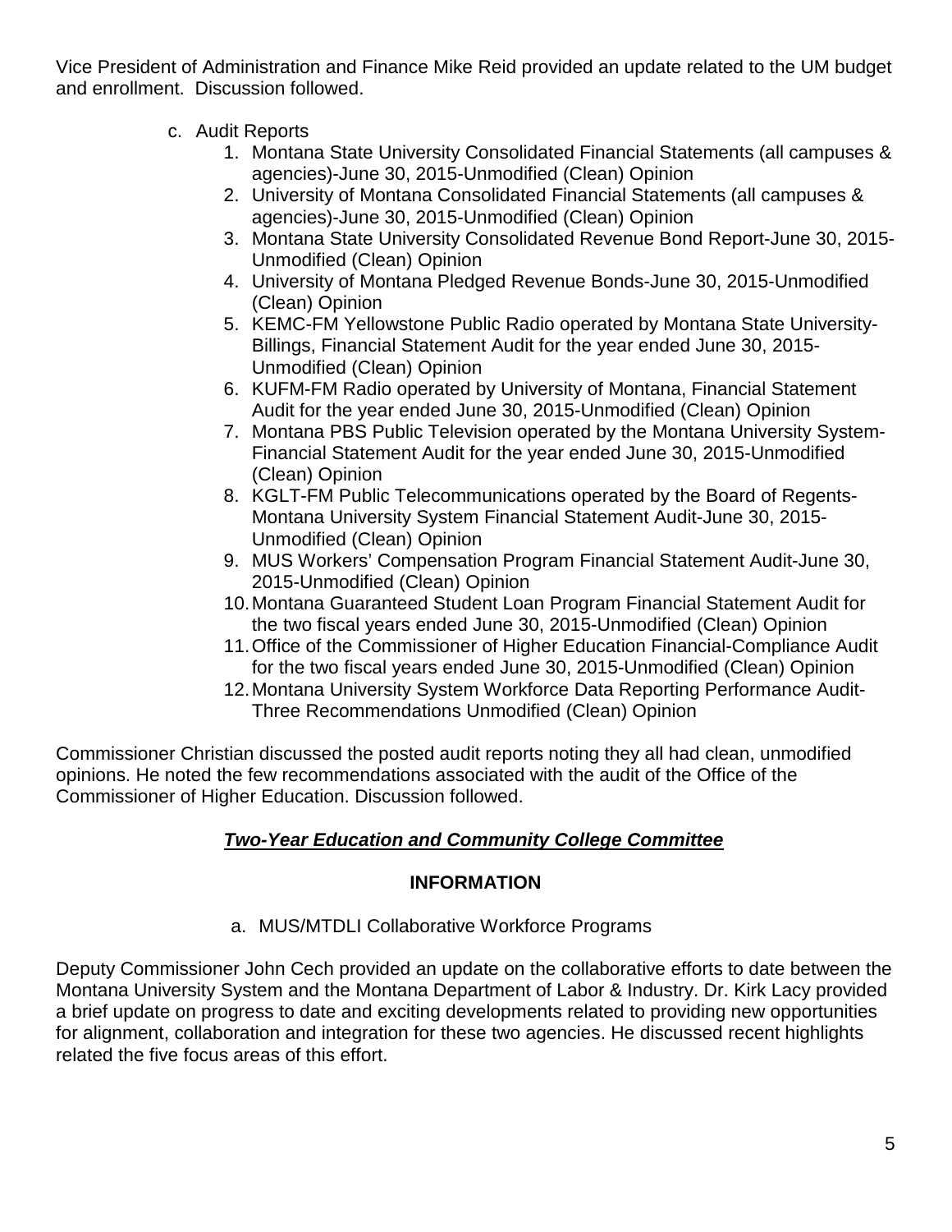Vice President of Administration and Finance Mike Reid provided an update related to the UM budget and enrollment. Discussion followed.

c. Audit Reports
   1. Montana State University Consolidated Financial Statements (all campuses & agencies)-June 30, 2015-Unmodified (Clean) Opinion
   2. University of Montana Consolidated Financial Statements (all campuses & agencies)-June 30, 2015-Unmodified (Clean) Opinion
   3. Montana State University Consolidated Revenue Bond Report-June 30, 2015-Unmodified (Clean) Opinion
   4. University of Montana Pledged Revenue Bonds-June 30, 2015-Unmodified (Clean) Opinion
   5. KEMC-FM Yellowstone Public Radio operated by Montana State University-Billings, Financial Statement Audit for the year ended June 30, 2015-Unmodified (Clean) Opinion
   6. KUFM-FM Radio operated by University of Montana, Financial Statement Audit for the year ended June 30, 2015-Unmodified (Clean) Opinion
   7. Montana PBS Public Television operated by the Montana University System-Financial Statement Audit for the year ended June 30, 2015-Unmodified (Clean) Opinion
   8. KGLT-FM Public Telecommunications operated by the Board of Regents-Montana University System Financial Statement Audit-June 30, 2015-Unmodified (Clean) Opinion
   9. MUS Workers' Compensation Program Financial Statement Audit-June 30, 2015-Unmodified (Clean) Opinion
   10. Montana Guaranteed Student Loan Program Financial Statement Audit for the two fiscal years ended June 30, 2015-Unmodified (Clean) Opinion
   11. Office of the Commissioner of Higher Education Financial-Compliance Audit for the two fiscal years ended June 30, 2015-Unmodified (Clean) Opinion
   12. Montana University System Workforce Data Reporting Performance Audit-Three Recommendations Unmodified (Clean) Opinion

Commissioner Christian discussed the posted audit reports noting they all had clean, unmodified opinions. He noted the few recommendations associated with the audit of the Office of the Commissioner of Higher Education. Discussion followed.

## ***Two-Year Education and Community College Committee***

### INFORMATION

a. MUS/MTDLI Collaborative Workforce Programs

Deputy Commissioner John Cech provided an update on the collaborative efforts to date between the Montana University System and the Montana Department of Labor & Industry. Dr. Kirk Lacy provided a brief update on progress to date and exciting developments related to providing new opportunities for alignment, collaboration and integration for these two agencies. He discussed recent highlights related the five focus areas of this effort.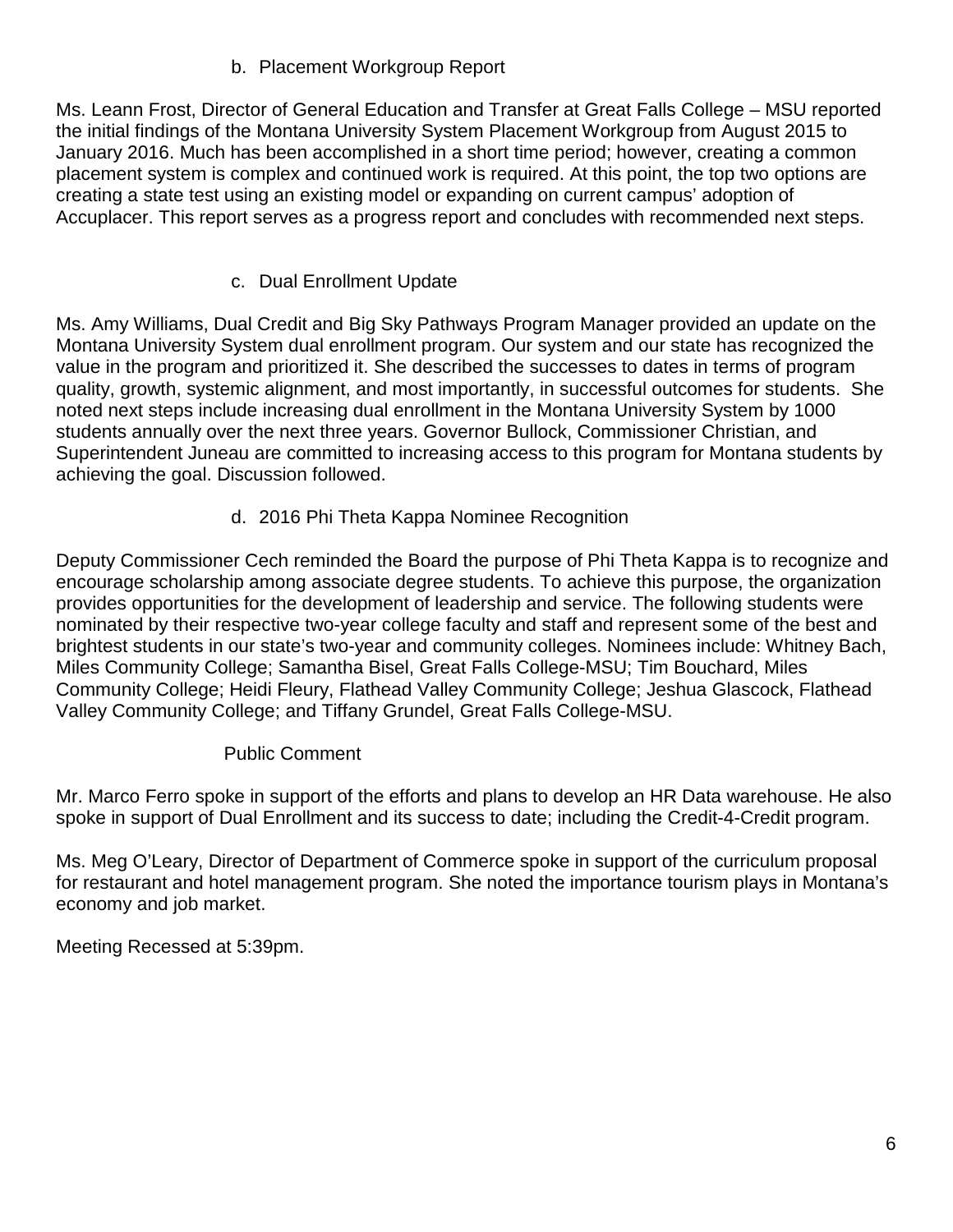b. Placement Workgroup Report

Ms. Leann Frost, Director of General Education and Transfer at Great Falls College – MSU reported the initial findings of the Montana University System Placement Workgroup from August 2015 to January 2016. Much has been accomplished in a short time period; however, creating a common placement system is complex and continued work is required. At this point, the top two options are creating a state test using an existing model or expanding on current campus' adoption of Accuplacer. This report serves as a progress report and concludes with recommended next steps.

c. Dual Enrollment Update

Ms. Amy Williams, Dual Credit and Big Sky Pathways Program Manager provided an update on the Montana University System dual enrollment program. Our system and our state has recognized the value in the program and prioritized it. She described the successes to dates in terms of program quality, growth, systemic alignment, and most importantly, in successful outcomes for students. She noted next steps include increasing dual enrollment in the Montana University System by 1000 students annually over the next three years. Governor Bullock, Commissioner Christian, and Superintendent Juneau are committed to increasing access to this program for Montana students by achieving the goal. Discussion followed.

d. 2016 Phi Theta Kappa Nominee Recognition

Deputy Commissioner Cech reminded the Board the purpose of Phi Theta Kappa is to recognize and encourage scholarship among associate degree students. To achieve this purpose, the organization provides opportunities for the development of leadership and service. The following students were nominated by their respective two-year college faculty and staff and represent some of the best and brightest students in our state's two-year and community colleges. Nominees include: Whitney Bach, Miles Community College; Samantha Bisel, Great Falls College-MSU; Tim Bouchard, Miles Community College; Heidi Fleury, Flathead Valley Community College; Jeshua Glascock, Flathead Valley Community College; and Tiffany Grundel, Great Falls College-MSU.

Public Comment

Mr. Marco Ferro spoke in support of the efforts and plans to develop an HR Data warehouse. He also spoke in support of Dual Enrollment and its success to date; including the Credit-4-Credit program.

Ms. Meg O'Leary, Director of Department of Commerce spoke in support of the curriculum proposal for restaurant and hotel management program. She noted the importance tourism plays in Montana's economy and job market.

Meeting Recessed at 5:39pm.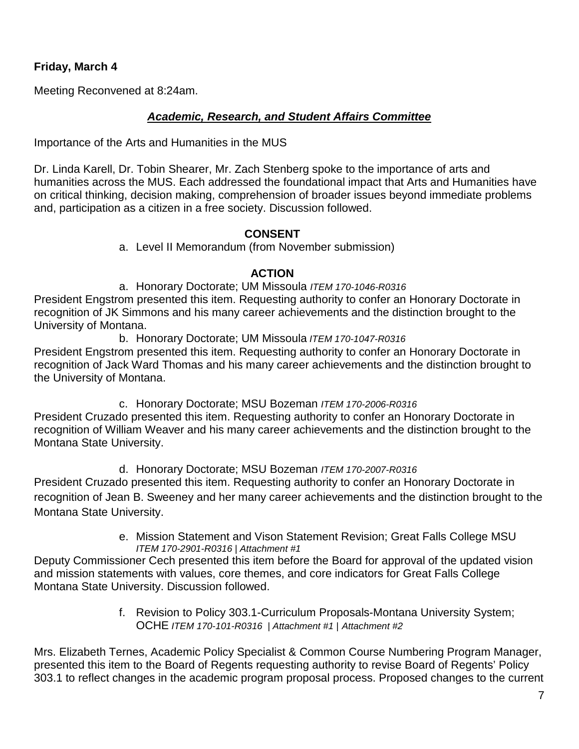**Friday, March 4**

Meeting Reconvened at 8:24am.

***Academic, Research, and Student Affairs Committee***

Importance of the Arts and Humanities in the MUS

Dr. Linda Karell, Dr. Tobin Shearer, Mr. Zach Stenberg spoke to the importance of arts and humanities across the MUS. Each addressed the foundational impact that Arts and Humanities have on critical thinking, decision making, comprehension of broader issues beyond immediate problems and, participation as a citizen in a free society. Discussion followed.

**CONSENT**

a. Level II Memorandum (from November submission)

**ACTION**

a. Honorary Doctorate; UM Missoula *ITEM 170-1046-R0316*

President Engstrom presented this item. Requesting authority to confer an Honorary Doctorate in recognition of JK Simmons and his many career achievements and the distinction brought to the University of Montana.

b. Honorary Doctorate; UM Missoula *ITEM 170-1047-R0316*

President Engstrom presented this item. Requesting authority to confer an Honorary Doctorate in recognition of Jack Ward Thomas and his many career achievements and the distinction brought to the University of Montana.

c. Honorary Doctorate; MSU Bozeman *ITEM 170-2006-R0316*

President Cruzado presented this item. Requesting authority to confer an Honorary Doctorate in recognition of William Weaver and his many career achievements and the distinction brought to the Montana State University.

d. Honorary Doctorate; MSU Bozeman *ITEM 170-2007-R0316*

President Cruzado presented this item. Requesting authority to confer an Honorary Doctorate in recognition of Jean B. Sweeney and her many career achievements and the distinction brought to the Montana State University.

e. Mission Statement and Vison Statement Revision; Great Falls College MSU *ITEM 170-2901-R0316 | Attachment #1*

Deputy Commissioner Cech presented this item before the Board for approval of the updated vision and mission statements with values, core themes, and core indicators for Great Falls College Montana State University. Discussion followed.

f. Revision to Policy 303.1-Curriculum Proposals-Montana University System; OCHE *ITEM 170-101-R0316 | Attachment #1 | Attachment #2*

Mrs. Elizabeth Ternes, Academic Policy Specialist & Common Course Numbering Program Manager, presented this item to the Board of Regents requesting authority to revise Board of Regents' Policy 303.1 to reflect changes in the academic program proposal process. Proposed changes to the current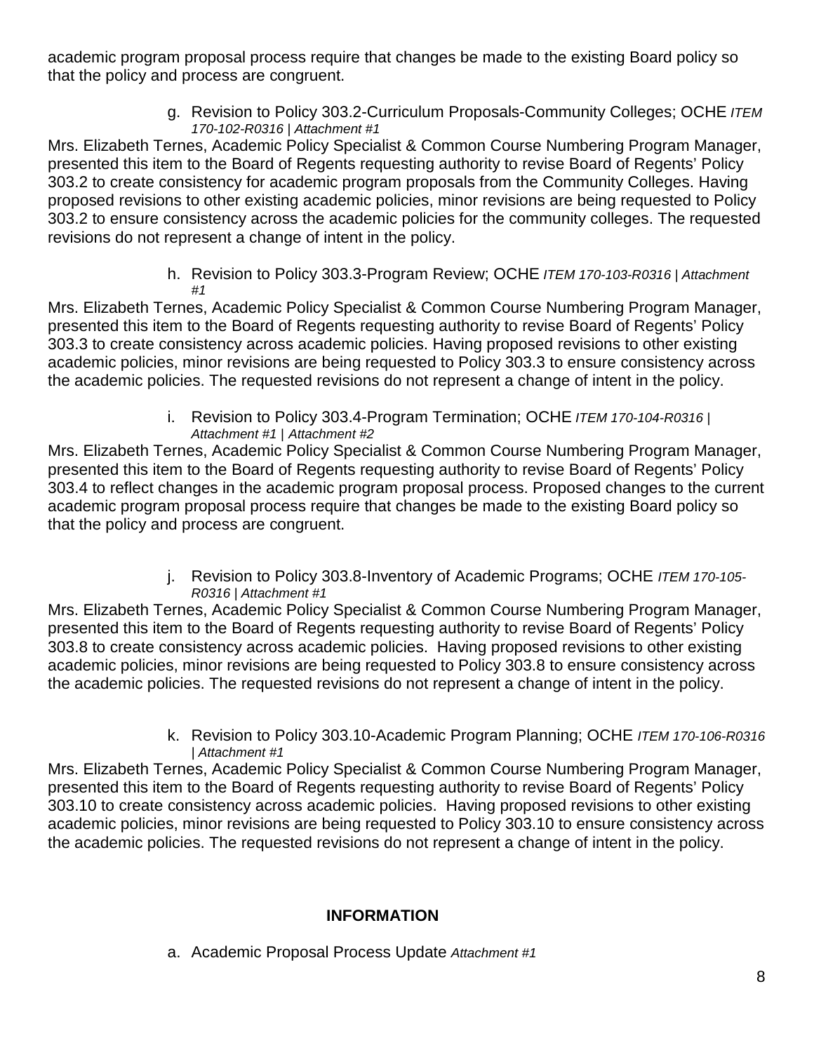academic program proposal process require that changes be made to the existing Board policy so that the policy and process are congruent.

g. Revision to Policy 303.2-Curriculum Proposals-Community Colleges; OCHE *ITEM 170-102-R0316 | Attachment #1*

Mrs. Elizabeth Ternes, Academic Policy Specialist & Common Course Numbering Program Manager, presented this item to the Board of Regents requesting authority to revise Board of Regents' Policy 303.2 to create consistency for academic program proposals from the Community Colleges. Having proposed revisions to other existing academic policies, minor revisions are being requested to Policy 303.2 to ensure consistency across the academic policies for the community colleges. The requested revisions do not represent a change of intent in the policy.

h. Revision to Policy 303.3-Program Review; OCHE *ITEM 170-103-R0316 | Attachment #1*

Mrs. Elizabeth Ternes, Academic Policy Specialist & Common Course Numbering Program Manager, presented this item to the Board of Regents requesting authority to revise Board of Regents' Policy 303.3 to create consistency across academic policies. Having proposed revisions to other existing academic policies, minor revisions are being requested to Policy 303.3 to ensure consistency across the academic policies. The requested revisions do not represent a change of intent in the policy.

i. Revision to Policy 303.4-Program Termination; OCHE *ITEM 170-104-R0316 | Attachment #1 | Attachment #2*

Mrs. Elizabeth Ternes, Academic Policy Specialist & Common Course Numbering Program Manager, presented this item to the Board of Regents requesting authority to revise Board of Regents' Policy 303.4 to reflect changes in the academic program proposal process. Proposed changes to the current academic program proposal process require that changes be made to the existing Board policy so that the policy and process are congruent.

j. Revision to Policy 303.8-Inventory of Academic Programs; OCHE *ITEM 170-105-R0316 | Attachment #1*

Mrs. Elizabeth Ternes, Academic Policy Specialist & Common Course Numbering Program Manager, presented this item to the Board of Regents requesting authority to revise Board of Regents' Policy 303.8 to create consistency across academic policies. Having proposed revisions to other existing academic policies, minor revisions are being requested to Policy 303.8 to ensure consistency across the academic policies. The requested revisions do not represent a change of intent in the policy.

k. Revision to Policy 303.10-Academic Program Planning; OCHE *ITEM 170-106-R0316 | Attachment #1*

Mrs. Elizabeth Ternes, Academic Policy Specialist & Common Course Numbering Program Manager, presented this item to the Board of Regents requesting authority to revise Board of Regents' Policy 303.10 to create consistency across academic policies. Having proposed revisions to other existing academic policies, minor revisions are being requested to Policy 303.10 to ensure consistency across the academic policies. The requested revisions do not represent a change of intent in the policy.

## INFORMATION

a. Academic Proposal Process Update *Attachment #1*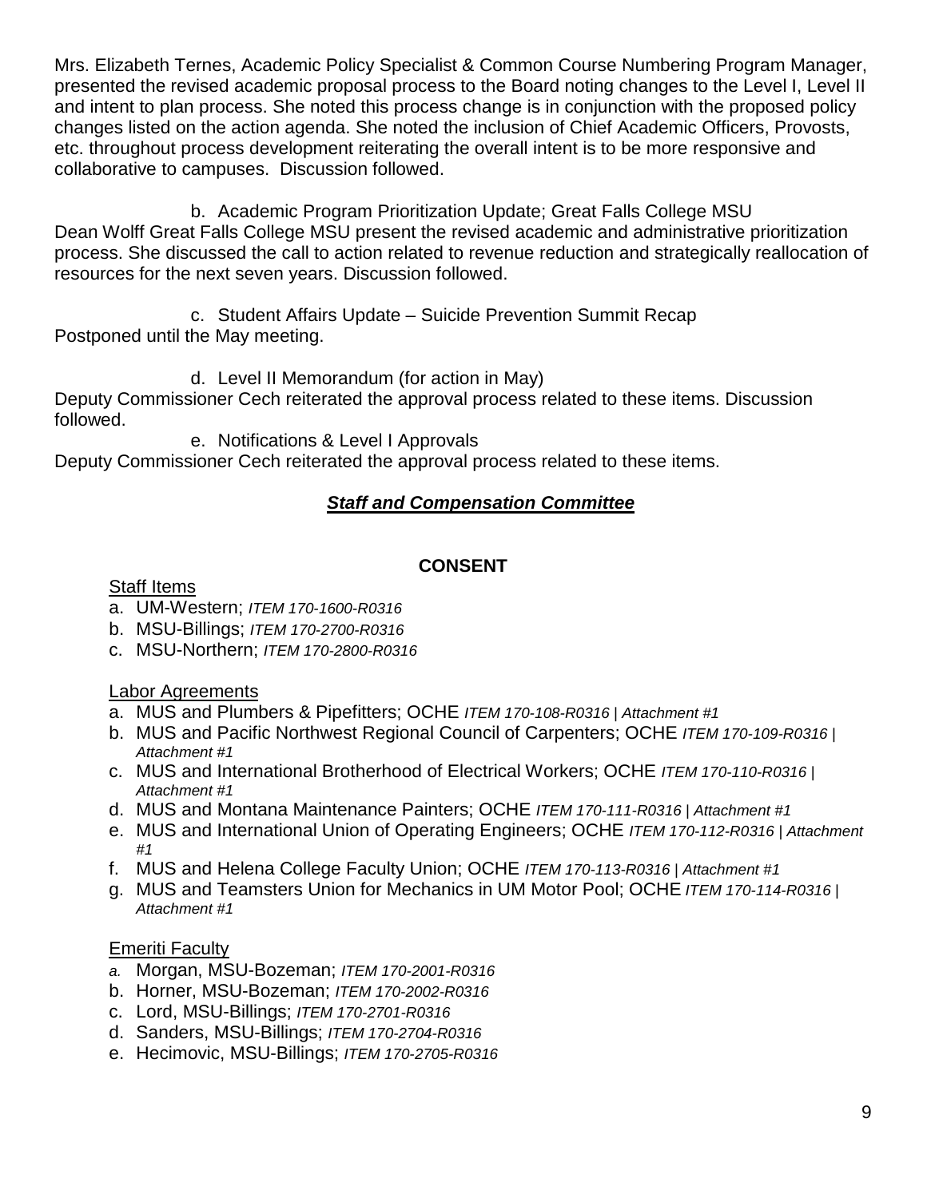Mrs. Elizabeth Ternes, Academic Policy Specialist & Common Course Numbering Program Manager, presented the revised academic proposal process to the Board noting changes to the Level I, Level II and intent to plan process. She noted this process change is in conjunction with the proposed policy changes listed on the action agenda. She noted the inclusion of Chief Academic Officers, Provosts, etc. throughout process development reiterating the overall intent is to be more responsive and collaborative to campuses. Discussion followed.

b. Academic Program Prioritization Update; Great Falls College MSU

Dean Wolff Great Falls College MSU present the revised academic and administrative prioritization process. She discussed the call to action related to revenue reduction and strategically reallocation of resources for the next seven years. Discussion followed.

c. Student Affairs Update – Suicide Prevention Summit Recap

Postponed until the May meeting.

d. Level II Memorandum (for action in May)

Deputy Commissioner Cech reiterated the approval process related to these items. Discussion followed.

e. Notifications & Level I Approvals

Deputy Commissioner Cech reiterated the approval process related to these items.

## ***Staff and Compensation Committee***

### CONSENT

Staff Items

a. UM-Western; *ITEM 170-1600-R0316*
b. MSU-Billings; *ITEM 170-2700-R0316*
c. MSU-Northern; *ITEM 170-2800-R0316*

Labor Agreements

a. MUS and Plumbers & Pipefitters; OCHE *ITEM 170-108-R0316 | Attachment #1*
b. MUS and Pacific Northwest Regional Council of Carpenters; OCHE *ITEM 170-109-R0316 | Attachment #1*
c. MUS and International Brotherhood of Electrical Workers; OCHE *ITEM 170-110-R0316 | Attachment #1*
d. MUS and Montana Maintenance Painters; OCHE *ITEM 170-111-R0316 | Attachment #1*
e. MUS and International Union of Operating Engineers; OCHE *ITEM 170-112-R0316 | Attachment #1*
f. MUS and Helena College Faculty Union; OCHE *ITEM 170-113-R0316 | Attachment #1*
g. MUS and Teamsters Union for Mechanics in UM Motor Pool; OCHE *ITEM 170-114-R0316 | Attachment #1*

Emeriti Faculty

a. Morgan, MSU-Bozeman; *ITEM 170-2001-R0316*
b. Horner, MSU-Bozeman; *ITEM 170-2002-R0316*
c. Lord, MSU-Billings; *ITEM 170-2701-R0316*
d. Sanders, MSU-Billings; *ITEM 170-2704-R0316*
e. Hecimovic, MSU-Billings; *ITEM 170-2705-R0316*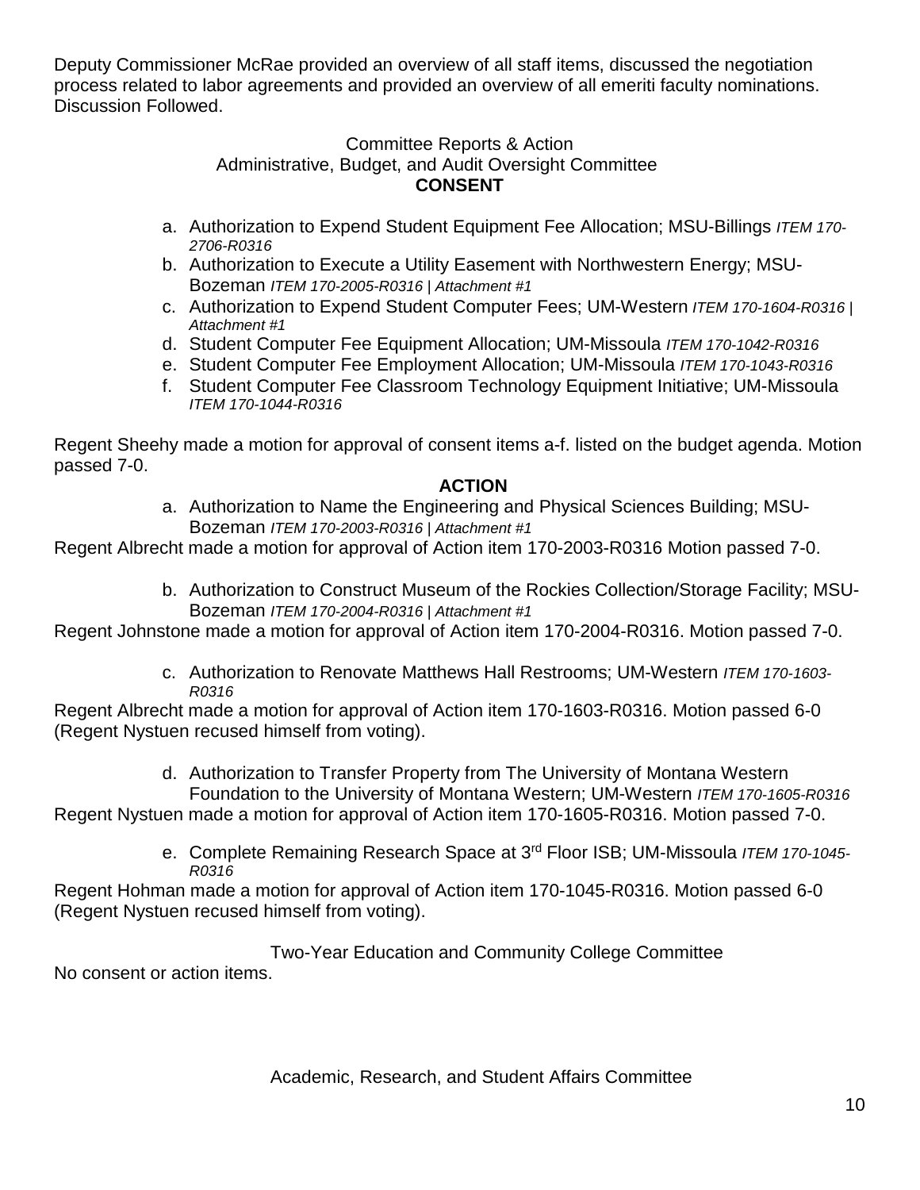Deputy Commissioner McRae provided an overview of all staff items, discussed the negotiation process related to labor agreements and provided an overview of all emeriti faculty nominations. Discussion Followed.

## Committee Reports & Action

### Administrative, Budget, and Audit Oversight Committee

**CONSENT**

a. Authorization to Expend Student Equipment Fee Allocation; MSU-Billings *ITEM 170-2706-R0316*
b. Authorization to Execute a Utility Easement with Northwestern Energy; MSU-Bozeman *ITEM 170-2005-R0316 | Attachment #1*
c. Authorization to Expend Student Computer Fees; UM-Western *ITEM 170-1604-R0316 | Attachment #1*
d. Student Computer Fee Equipment Allocation; UM-Missoula *ITEM 170-1042-R0316*
e. Student Computer Fee Employment Allocation; UM-Missoula *ITEM 170-1043-R0316*
f. Student Computer Fee Classroom Technology Equipment Initiative; UM-Missoula *ITEM 170-1044-R0316*

Regent Sheehy made a motion for approval of consent items a-f. listed on the budget agenda. Motion passed 7-0.

**ACTION**

a. Authorization to Name the Engineering and Physical Sciences Building; MSU-Bozeman *ITEM 170-2003-R0316 | Attachment #1*

Regent Albrecht made a motion for approval of Action item 170-2003-R0316 Motion passed 7-0.

b. Authorization to Construct Museum of the Rockies Collection/Storage Facility; MSU-Bozeman *ITEM 170-2004-R0316 | Attachment #1*

Regent Johnstone made a motion for approval of Action item 170-2004-R0316. Motion passed 7-0.

c. Authorization to Renovate Matthews Hall Restrooms; UM-Western *ITEM 170-1603-R0316*

Regent Albrecht made a motion for approval of Action item 170-1603-R0316. Motion passed 6-0 (Regent Nystuen recused himself from voting).

d. Authorization to Transfer Property from The University of Montana Western Foundation to the University of Montana Western; UM-Western *ITEM 170-1605-R0316*

Regent Nystuen made a motion for approval of Action item 170-1605-R0316. Motion passed 7-0.

e. Complete Remaining Research Space at 3rd Floor ISB; UM-Missoula *ITEM 170-1045-R0316*

Regent Hohman made a motion for approval of Action item 170-1045-R0316. Motion passed 6-0 (Regent Nystuen recused himself from voting).

### Two-Year Education and Community College Committee

No consent or action items.

### Academic, Research, and Student Affairs Committee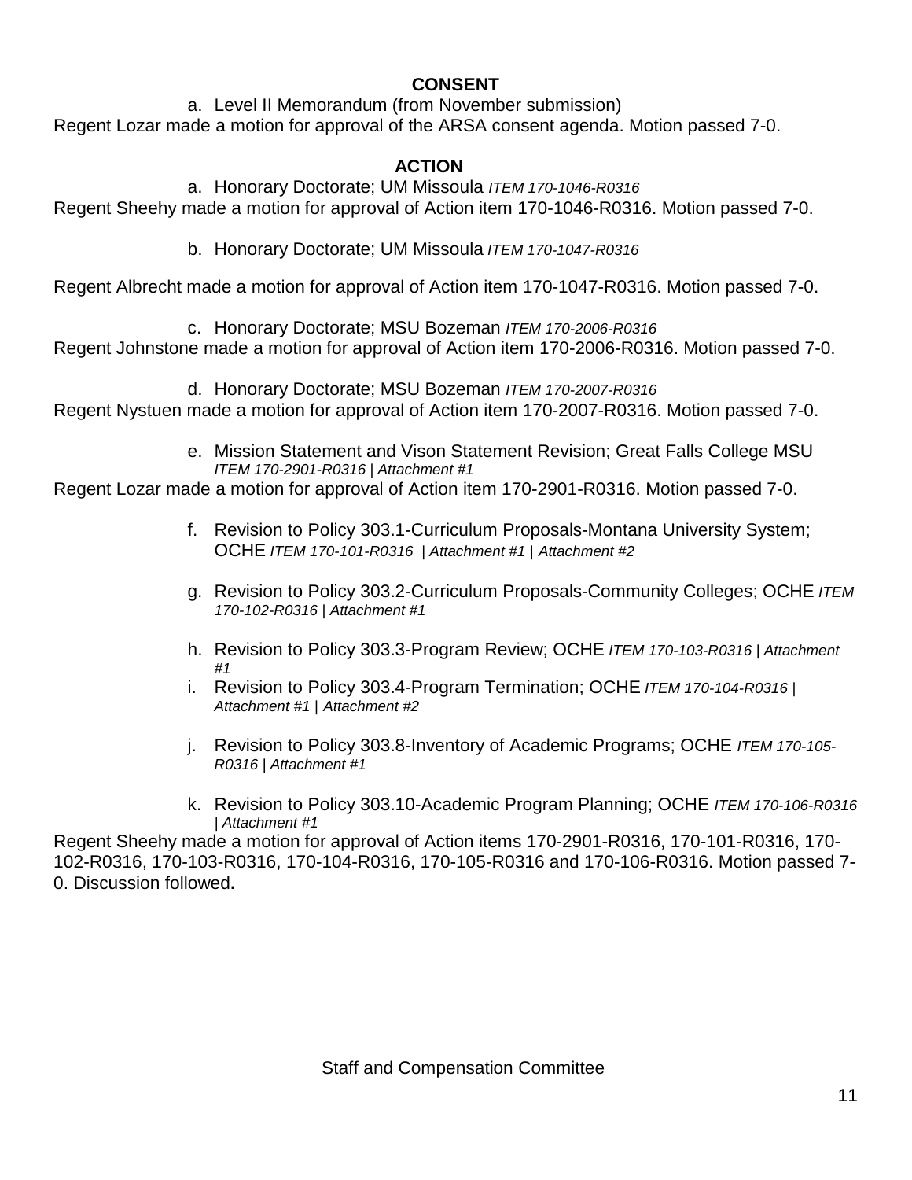**CONSENT**

a. Level II Memorandum (from November submission)

Regent Lozar made a motion for approval of the ARSA consent agenda. Motion passed 7-0.

**ACTION**

a. Honorary Doctorate; UM Missoula *ITEM 170-1046-R0316*

Regent Sheehy made a motion for approval of Action item 170-1046-R0316. Motion passed 7-0.

b. Honorary Doctorate; UM Missoula *ITEM 170-1047-R0316*

Regent Albrecht made a motion for approval of Action item 170-1047-R0316. Motion passed 7-0.

c. Honorary Doctorate; MSU Bozeman *ITEM 170-2006-R0316*

Regent Johnstone made a motion for approval of Action item 170-2006-R0316. Motion passed 7-0.

d. Honorary Doctorate; MSU Bozeman *ITEM 170-2007-R0316*

Regent Nystuen made a motion for approval of Action item 170-2007-R0316. Motion passed 7-0.

e. Mission Statement and Vison Statement Revision; Great Falls College MSU *ITEM 170-2901-R0316 | Attachment #1*

Regent Lozar made a motion for approval of Action item 170-2901-R0316. Motion passed 7-0.

f. Revision to Policy 303.1-Curriculum Proposals-Montana University System; OCHE *ITEM 170-101-R0316 | Attachment #1 | Attachment #2*

g. Revision to Policy 303.2-Curriculum Proposals-Community Colleges; OCHE *ITEM 170-102-R0316 | Attachment #1*

h. Revision to Policy 303.3-Program Review; OCHE *ITEM 170-103-R0316 | Attachment #1*

i. Revision to Policy 303.4-Program Termination; OCHE *ITEM 170-104-R0316 | Attachment #1 | Attachment #2*

j. Revision to Policy 303.8-Inventory of Academic Programs; OCHE *ITEM 170-105-R0316 | Attachment #1*

k. Revision to Policy 303.10-Academic Program Planning; OCHE *ITEM 170-106-R0316 | Attachment #1*

Regent Sheehy made a motion for approval of Action items 170-2901-R0316, 170-101-R0316, 170-102-R0316, 170-103-R0316, 170-104-R0316, 170-105-R0316 and 170-106-R0316. Motion passed 7-0. Discussion followed**.**

Staff and Compensation Committee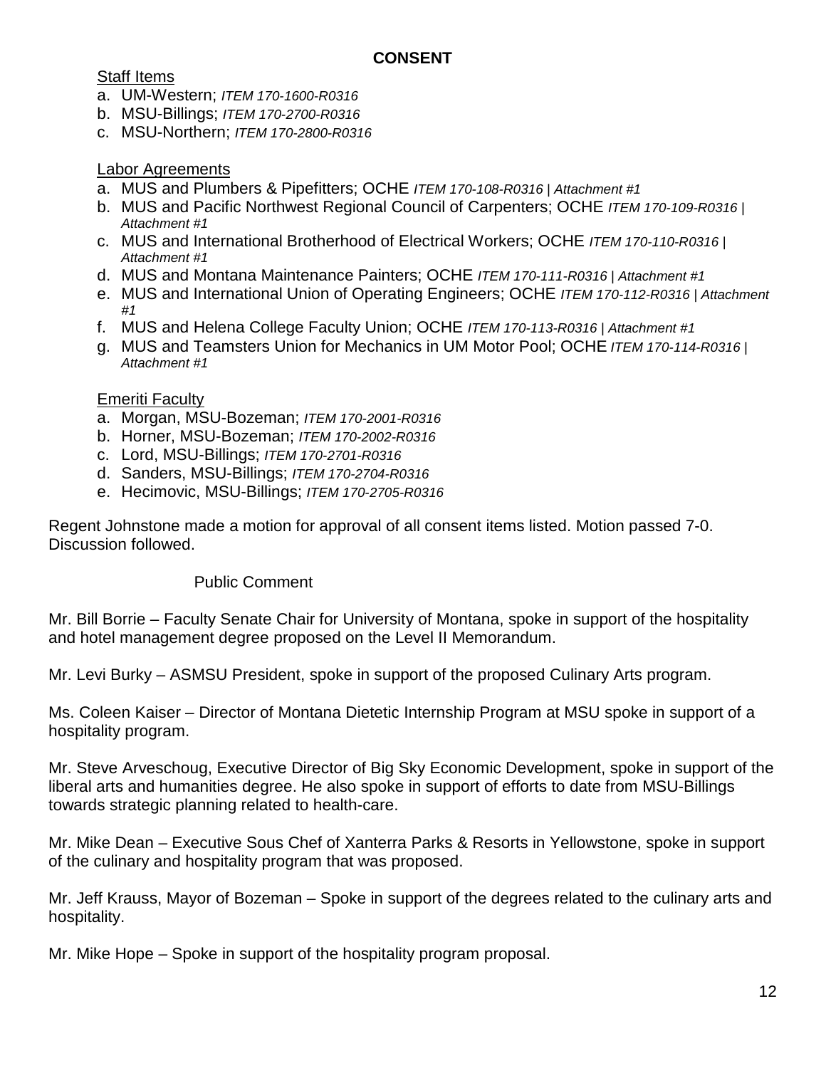## CONSENT

Staff Items

a. UM-Western; *ITEM 170-1600-R0316*
b. MSU-Billings; *ITEM 170-2700-R0316*
c. MSU-Northern; *ITEM 170-2800-R0316*

Labor Agreements

a. MUS and Plumbers & Pipefitters; OCHE *ITEM 170-108-R0316 | Attachment #1*
b. MUS and Pacific Northwest Regional Council of Carpenters; OCHE *ITEM 170-109-R0316 | Attachment #1*
c. MUS and International Brotherhood of Electrical Workers; OCHE *ITEM 170-110-R0316 | Attachment #1*
d. MUS and Montana Maintenance Painters; OCHE *ITEM 170-111-R0316 | Attachment #1*
e. MUS and International Union of Operating Engineers; OCHE *ITEM 170-112-R0316 | Attachment #1*
f. MUS and Helena College Faculty Union; OCHE *ITEM 170-113-R0316 | Attachment #1*
g. MUS and Teamsters Union for Mechanics in UM Motor Pool; OCHE *ITEM 170-114-R0316 | Attachment #1*

Emeriti Faculty

a. Morgan, MSU-Bozeman; *ITEM 170-2001-R0316*
b. Horner, MSU-Bozeman; *ITEM 170-2002-R0316*
c. Lord, MSU-Billings; *ITEM 170-2701-R0316*
d. Sanders, MSU-Billings; *ITEM 170-2704-R0316*
e. Hecimovic, MSU-Billings; *ITEM 170-2705-R0316*

Regent Johnstone made a motion for approval of all consent items listed. Motion passed 7-0. Discussion followed.

Public Comment

Mr. Bill Borrie – Faculty Senate Chair for University of Montana, spoke in support of the hospitality and hotel management degree proposed on the Level II Memorandum.

Mr. Levi Burky – ASMSU President, spoke in support of the proposed Culinary Arts program.

Ms. Coleen Kaiser – Director of Montana Dietetic Internship Program at MSU spoke in support of a hospitality program.

Mr. Steve Arveschoug, Executive Director of Big Sky Economic Development, spoke in support of the liberal arts and humanities degree. He also spoke in support of efforts to date from MSU-Billings towards strategic planning related to health-care.

Mr. Mike Dean – Executive Sous Chef of Xanterra Parks & Resorts in Yellowstone, spoke in support of the culinary and hospitality program that was proposed.

Mr. Jeff Krauss, Mayor of Bozeman – Spoke in support of the degrees related to the culinary arts and hospitality.

Mr. Mike Hope – Spoke in support of the hospitality program proposal.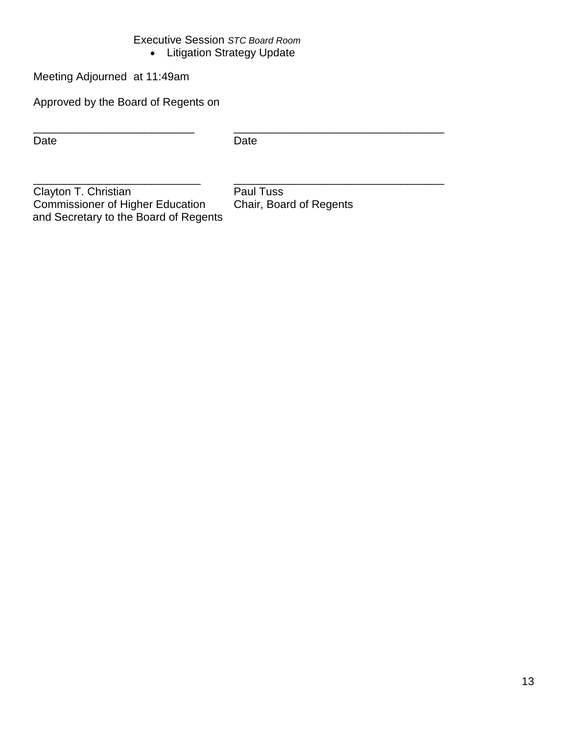Executive Session *STC Board Room*

- Litigation Strategy Update

Meeting Adjourned at 11:49am

Approved by the Board of Regents on

| | |
|---|---|
| ___________________________ | ___________________________________ |
| Date | Date |
| ____________________________ | ___________________________________ |
| Clayton T. Christian<br>Commissioner of Higher Education<br>and Secretary to the Board of Regents | Paul Tuss<br>Chair, Board of Regents |